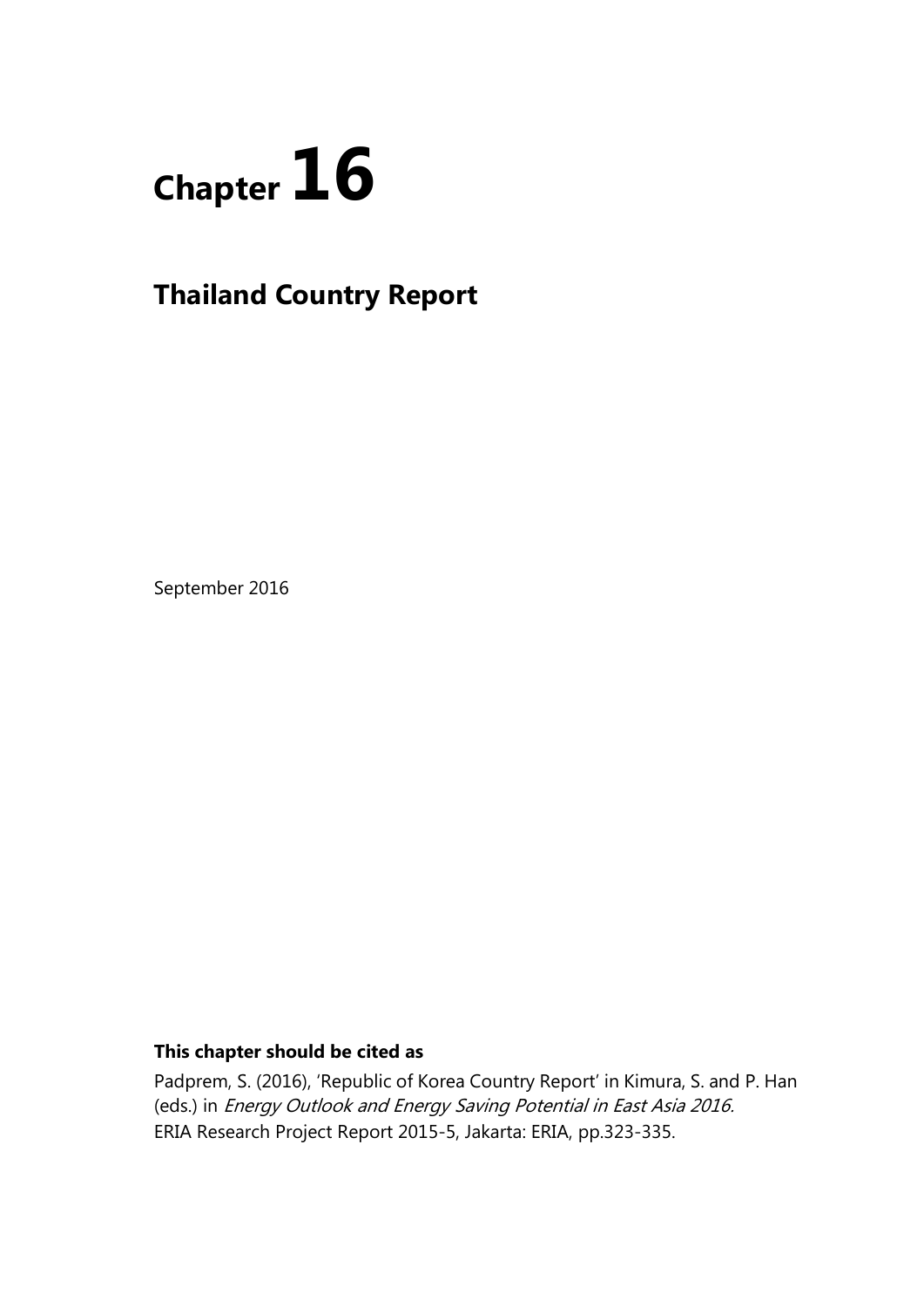# Chapter 16

## Thailand Country Report

September 2016

**This chapter should be cited as**

Padprem, S. (2016), 'Republic of Korea Country Report' in Kimura, S. and P. Han (eds.) in *Energy Outlook and Energy Saving Potential in East Asia 2016.* ERIA Research Project Report 2015-5, Jakarta: ERIA, pp.323-335.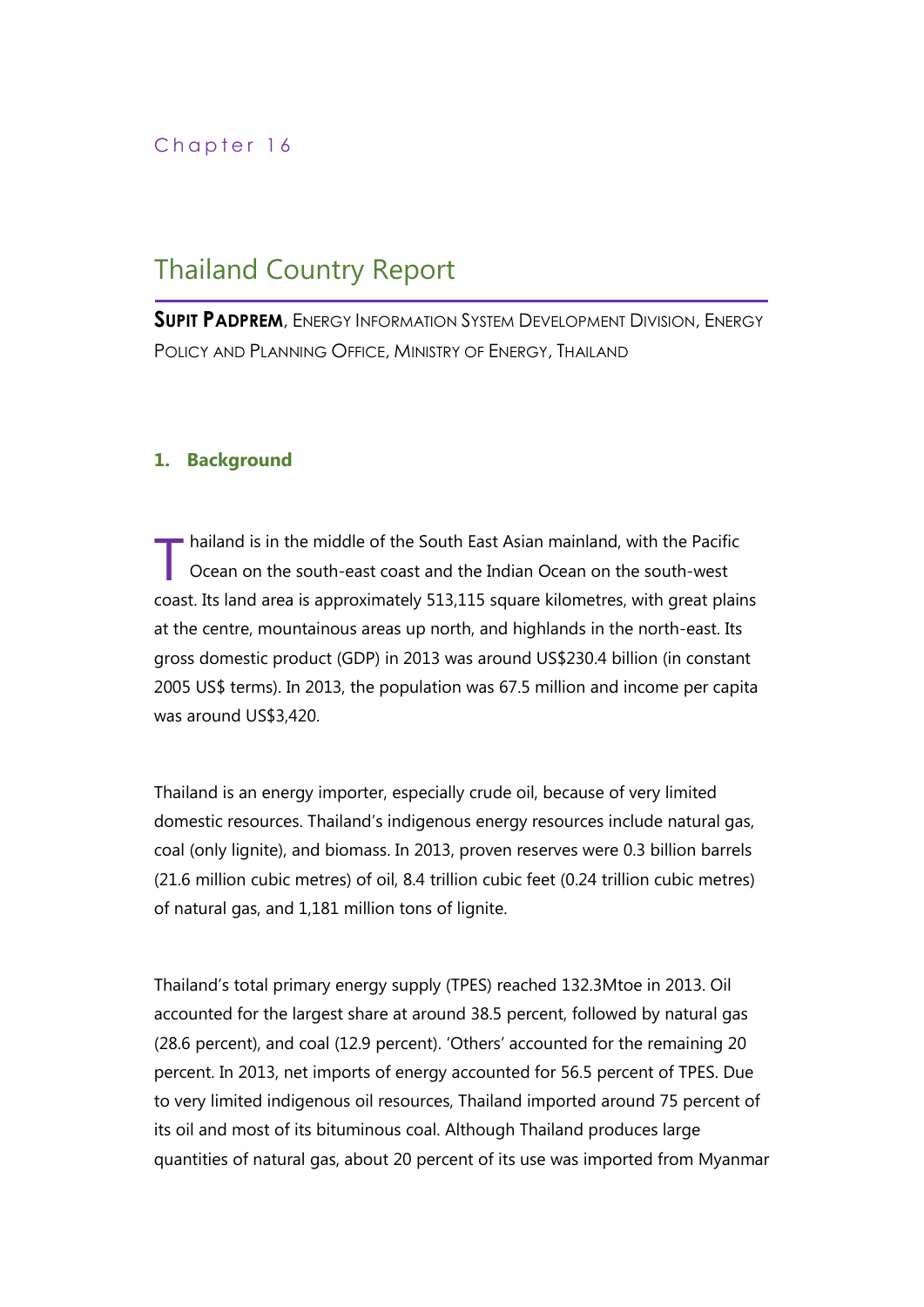Chapter 16

# Thailand Country Report

**SUPIT PADPREM**, ENERGY INFORMATION SYSTEM DEVELOPMENT DIVISION, ENERGY POLICY AND PLANNING OFFICE, MINISTRY OF ENERGY, THAILAND

## 1. Background

Thailand is in the middle of the South East Asian mainland, with the Pacific Ocean on the south-east coast and the Indian Ocean on the south-west coast. Its land area is approximately 513,115 square kilometres, with great plains at the centre, mountainous areas up north, and highlands in the north-east. Its gross domestic product (GDP) in 2013 was around US$230.4 billion (in constant 2005 US$ terms). In 2013, the population was 67.5 million and income per capita was around US$3,420.

Thailand is an energy importer, especially crude oil, because of very limited domestic resources. Thailand's indigenous energy resources include natural gas, coal (only lignite), and biomass. In 2013, proven reserves were 0.3 billion barrels (21.6 million cubic metres) of oil, 8.4 trillion cubic feet (0.24 trillion cubic metres) of natural gas, and 1,181 million tons of lignite.

Thailand's total primary energy supply (TPES) reached 132.3Mtoe in 2013. Oil accounted for the largest share at around 38.5 percent, followed by natural gas (28.6 percent), and coal (12.9 percent). 'Others' accounted for the remaining 20 percent. In 2013, net imports of energy accounted for 56.5 percent of TPES. Due to very limited indigenous oil resources, Thailand imported around 75 percent of its oil and most of its bituminous coal. Although Thailand produces large quantities of natural gas, about 20 percent of its use was imported from Myanmar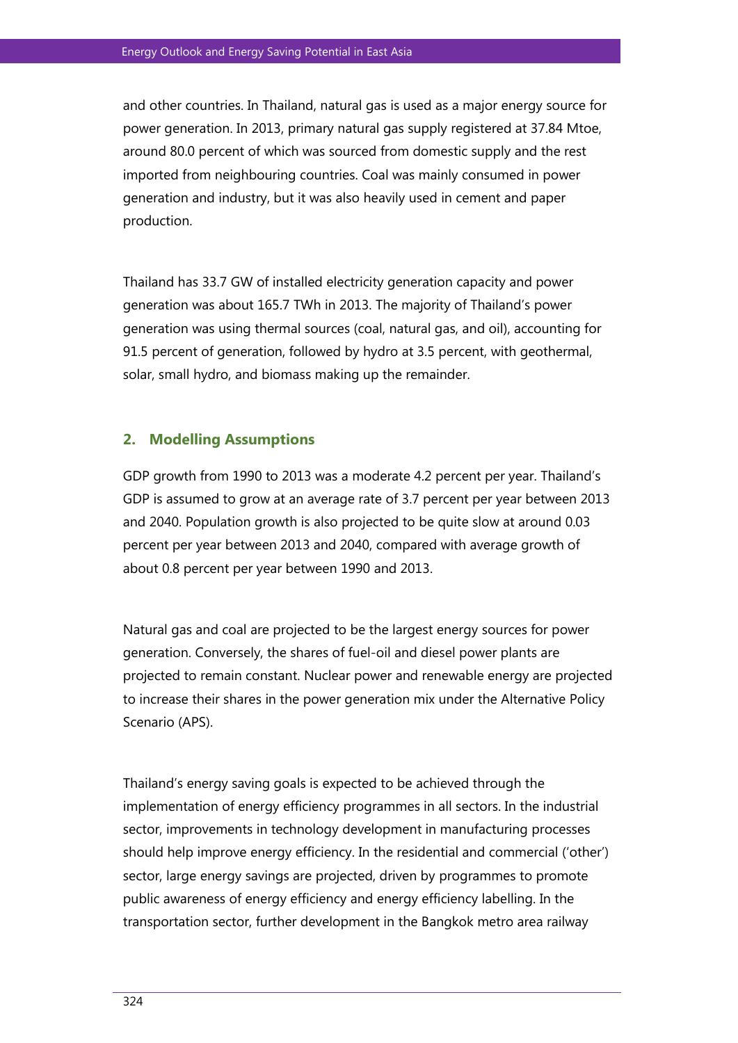and other countries. In Thailand, natural gas is used as a major energy source for power generation. In 2013, primary natural gas supply registered at 37.84 Mtoe, around 80.0 percent of which was sourced from domestic supply and the rest imported from neighbouring countries. Coal was mainly consumed in power generation and industry, but it was also heavily used in cement and paper production.

Thailand has 33.7 GW of installed electricity generation capacity and power generation was about 165.7 TWh in 2013. The majority of Thailand's power generation was using thermal sources (coal, natural gas, and oil), accounting for 91.5 percent of generation, followed by hydro at 3.5 percent, with geothermal, solar, small hydro, and biomass making up the remainder.

## 2. Modelling Assumptions

GDP growth from 1990 to 2013 was a moderate 4.2 percent per year. Thailand's GDP is assumed to grow at an average rate of 3.7 percent per year between 2013 and 2040. Population growth is also projected to be quite slow at around 0.03 percent per year between 2013 and 2040, compared with average growth of about 0.8 percent per year between 1990 and 2013.

Natural gas and coal are projected to be the largest energy sources for power generation. Conversely, the shares of fuel-oil and diesel power plants are projected to remain constant. Nuclear power and renewable energy are projected to increase their shares in the power generation mix under the Alternative Policy Scenario (APS).

Thailand's energy saving goals is expected to be achieved through the implementation of energy efficiency programmes in all sectors. In the industrial sector, improvements in technology development in manufacturing processes should help improve energy efficiency. In the residential and commercial ('other') sector, large energy savings are projected, driven by programmes to promote public awareness of energy efficiency and energy efficiency labelling. In the transportation sector, further development in the Bangkok metro area railway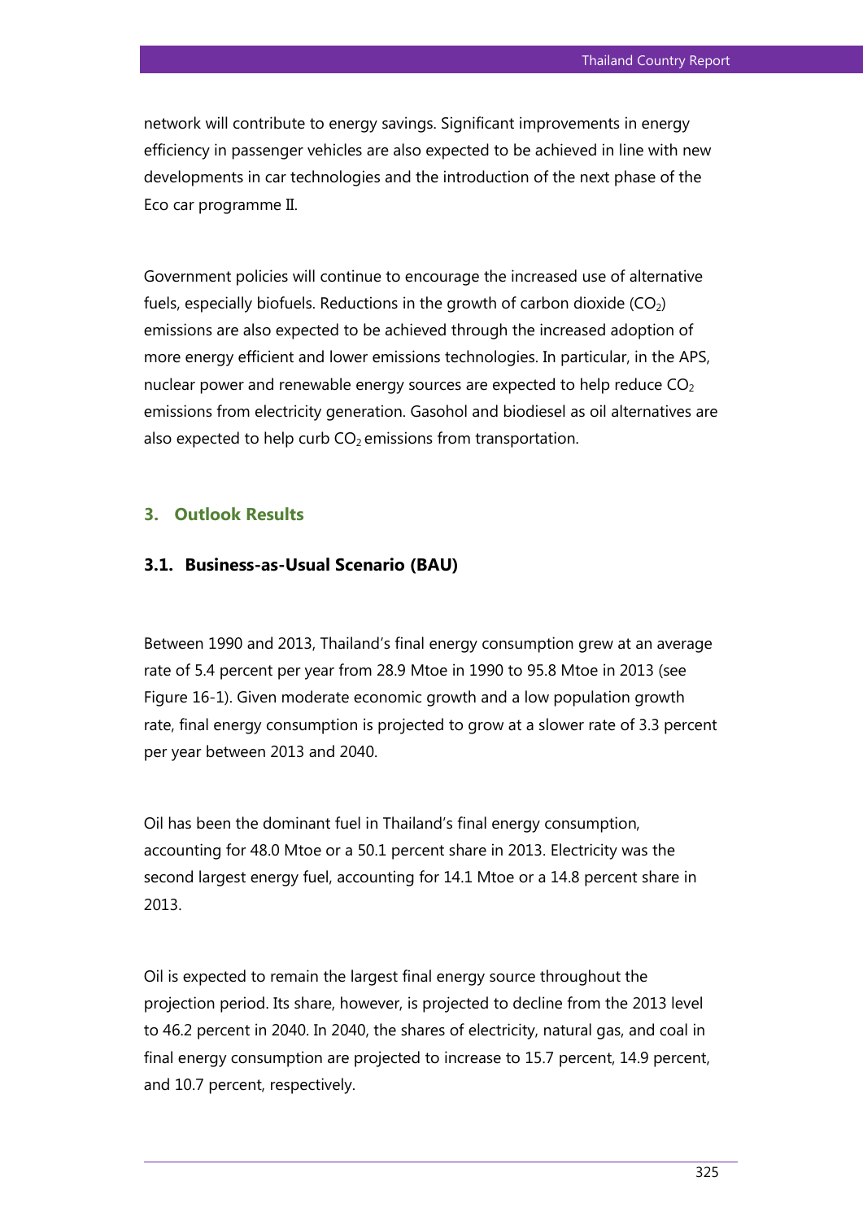network will contribute to energy savings. Significant improvements in energy efficiency in passenger vehicles are also expected to be achieved in line with new developments in car technologies and the introduction of the next phase of the Eco car programme II.

Government policies will continue to encourage the increased use of alternative fuels, especially biofuels. Reductions in the growth of carbon dioxide ($CO_2$) emissions are also expected to be achieved through the increased adoption of more energy efficient and lower emissions technologies. In particular, in the APS, nuclear power and renewable energy sources are expected to help reduce $CO_2$ emissions from electricity generation. Gasohol and biodiesel as oil alternatives are also expected to help curb $CO_2$ emissions from transportation.

## 3. Outlook Results

### 3.1. Business-as-Usual Scenario (BAU)

Between 1990 and 2013, Thailand's final energy consumption grew at an average rate of 5.4 percent per year from 28.9 Mtoe in 1990 to 95.8 Mtoe in 2013 (see Figure 16-1). Given moderate economic growth and a low population growth rate, final energy consumption is projected to grow at a slower rate of 3.3 percent per year between 2013 and 2040.

Oil has been the dominant fuel in Thailand's final energy consumption, accounting for 48.0 Mtoe or a 50.1 percent share in 2013. Electricity was the second largest energy fuel, accounting for 14.1 Mtoe or a 14.8 percent share in 2013.

Oil is expected to remain the largest final energy source throughout the projection period. Its share, however, is projected to decline from the 2013 level to 46.2 percent in 2040. In 2040, the shares of electricity, natural gas, and coal in final energy consumption are projected to increase to 15.7 percent, 14.9 percent, and 10.7 percent, respectively.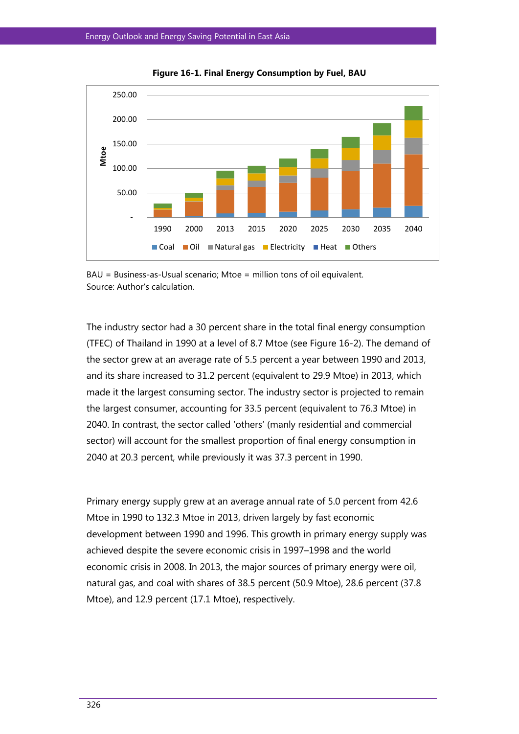**Figure 16-1. Final Energy Consumption by Fuel, BAU**

BAU = Business-as-Usual scenario; Mtoe = million tons of oil equivalent.
Source: Author's calculation.

The industry sector had a 30 percent share in the total final energy consumption (TFEC) of Thailand in 1990 at a level of 8.7 Mtoe (see Figure 16-2). The demand of the sector grew at an average rate of 5.5 percent a year between 1990 and 2013, and its share increased to 31.2 percent (equivalent to 29.9 Mtoe) in 2013, which made it the largest consuming sector. The industry sector is projected to remain the largest consumer, accounting for 33.5 percent (equivalent to 76.3 Mtoe) in 2040. In contrast, the sector called 'others' (manly residential and commercial sector) will account for the smallest proportion of final energy consumption in 2040 at 20.3 percent, while previously it was 37.3 percent in 1990.

Primary energy supply grew at an average annual rate of 5.0 percent from 42.6 Mtoe in 1990 to 132.3 Mtoe in 2013, driven largely by fast economic development between 1990 and 1996. This growth in primary energy supply was achieved despite the severe economic crisis in 1997–1998 and the world economic crisis in 2008. In 2013, the major sources of primary energy were oil, natural gas, and coal with shares of 38.5 percent (50.9 Mtoe), 28.6 percent (37.8 Mtoe), and 12.9 percent (17.1 Mtoe), respectively.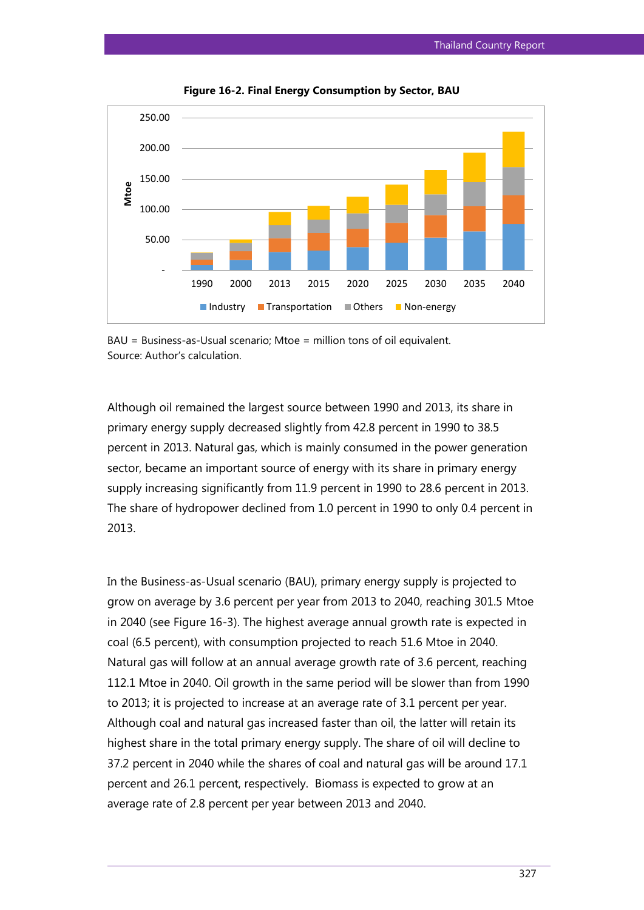**Figure 16-2. Final Energy Consumption by Sector, BAU**

BAU = Business-as-Usual scenario; Mtoe = million tons of oil equivalent.
Source: Author's calculation.

Although oil remained the largest source between 1990 and 2013, its share in primary energy supply decreased slightly from 42.8 percent in 1990 to 38.5 percent in 2013. Natural gas, which is mainly consumed in the power generation sector, became an important source of energy with its share in primary energy supply increasing significantly from 11.9 percent in 1990 to 28.6 percent in 2013. The share of hydropower declined from 1.0 percent in 1990 to only 0.4 percent in 2013.

In the Business-as-Usual scenario (BAU), primary energy supply is projected to grow on average by 3.6 percent per year from 2013 to 2040, reaching 301.5 Mtoe in 2040 (see Figure 16-3). The highest average annual growth rate is expected in coal (6.5 percent), with consumption projected to reach 51.6 Mtoe in 2040. Natural gas will follow at an annual average growth rate of 3.6 percent, reaching 112.1 Mtoe in 2040. Oil growth in the same period will be slower than from 1990 to 2013; it is projected to increase at an average rate of 3.1 percent per year. Although coal and natural gas increased faster than oil, the latter will retain its highest share in the total primary energy supply. The share of oil will decline to 37.2 percent in 2040 while the shares of coal and natural gas will be around 17.1 percent and 26.1 percent, respectively. Biomass is expected to grow at an average rate of 2.8 percent per year between 2013 and 2040.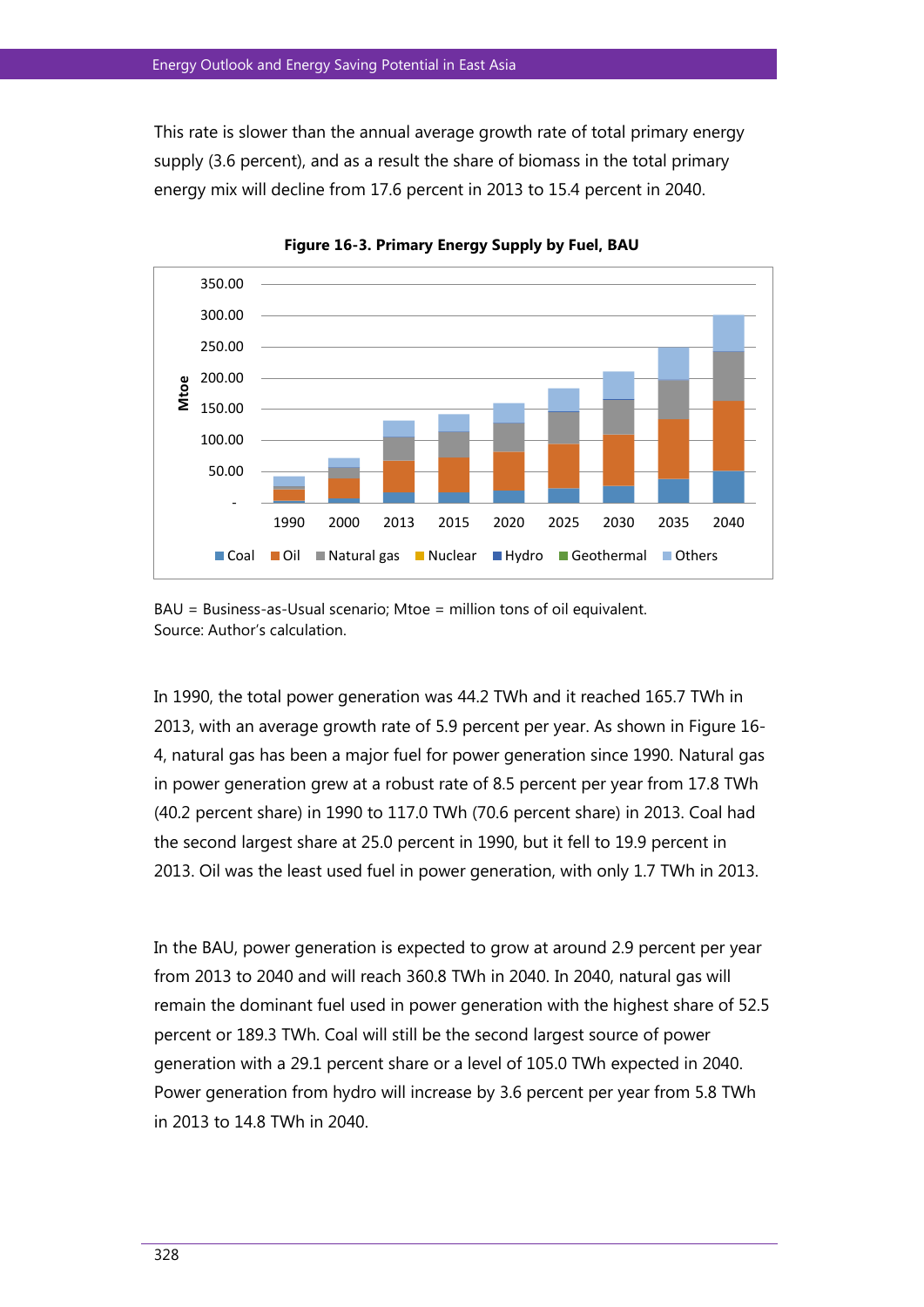This rate is slower than the annual average growth rate of total primary energy supply (3.6 percent), and as a result the share of biomass in the total primary energy mix will decline from 17.6 percent in 2013 to 15.4 percent in 2040.

**Figure 16-3. Primary Energy Supply by Fuel, BAU**

BAU = Business-as-Usual scenario; Mtoe = million tons of oil equivalent.
Source: Author's calculation.

In 1990, the total power generation was 44.2 TWh and it reached 165.7 TWh in 2013, with an average growth rate of 5.9 percent per year. As shown in Figure 16-4, natural gas has been a major fuel for power generation since 1990. Natural gas in power generation grew at a robust rate of 8.5 percent per year from 17.8 TWh (40.2 percent share) in 1990 to 117.0 TWh (70.6 percent share) in 2013. Coal had the second largest share at 25.0 percent in 1990, but it fell to 19.9 percent in 2013. Oil was the least used fuel in power generation, with only 1.7 TWh in 2013.

In the BAU, power generation is expected to grow at around 2.9 percent per year from 2013 to 2040 and will reach 360.8 TWh in 2040. In 2040, natural gas will remain the dominant fuel used in power generation with the highest share of 52.5 percent or 189.3 TWh. Coal will still be the second largest source of power generation with a 29.1 percent share or a level of 105.0 TWh expected in 2040. Power generation from hydro will increase by 3.6 percent per year from 5.8 TWh in 2013 to 14.8 TWh in 2040.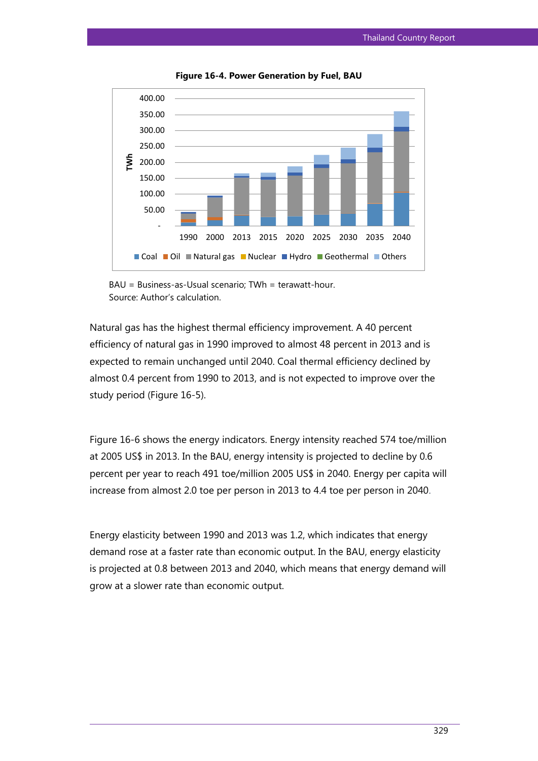**Figure 16-4. Power Generation by Fuel, BAU**

BAU = Business-as-Usual scenario; TWh = terawatt-hour.
Source: Author's calculation.

Natural gas has the highest thermal efficiency improvement. A 40 percent efficiency of natural gas in 1990 improved to almost 48 percent in 2013 and is expected to remain unchanged until 2040. Coal thermal efficiency declined by almost 0.4 percent from 1990 to 2013, and is not expected to improve over the study period (Figure 16-5).

Figure 16-6 shows the energy indicators. Energy intensity reached 574 toe/million at 2005 US$ in 2013. In the BAU, energy intensity is projected to decline by 0.6 percent per year to reach 491 toe/million 2005 US$ in 2040. Energy per capita will increase from almost 2.0 toe per person in 2013 to 4.4 toe per person in 2040.

Energy elasticity between 1990 and 2013 was 1.2, which indicates that energy demand rose at a faster rate than economic output. In the BAU, energy elasticity is projected at 0.8 between 2013 and 2040, which means that energy demand will grow at a slower rate than economic output.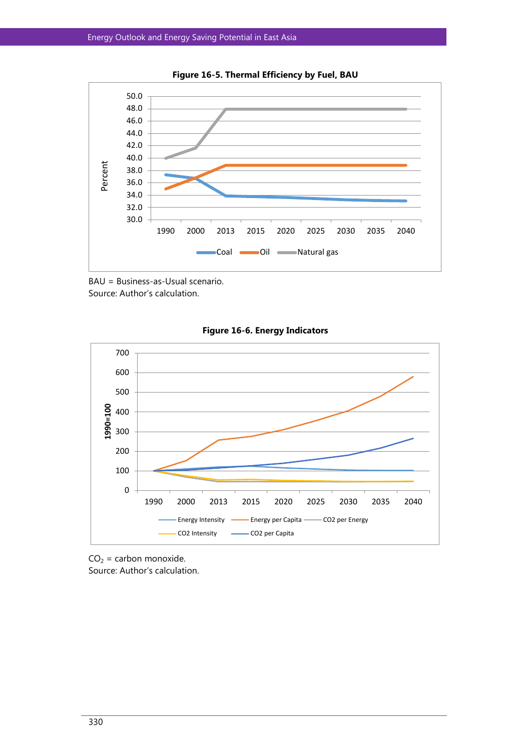**Figure 16-5. Thermal Efficiency by Fuel, BAU**

BAU = Business-as-Usual scenario.
Source: Author's calculation.

**Figure 16-6. Energy Indicators**

$CO_2$ = carbon monoxide.
Source: Author's calculation.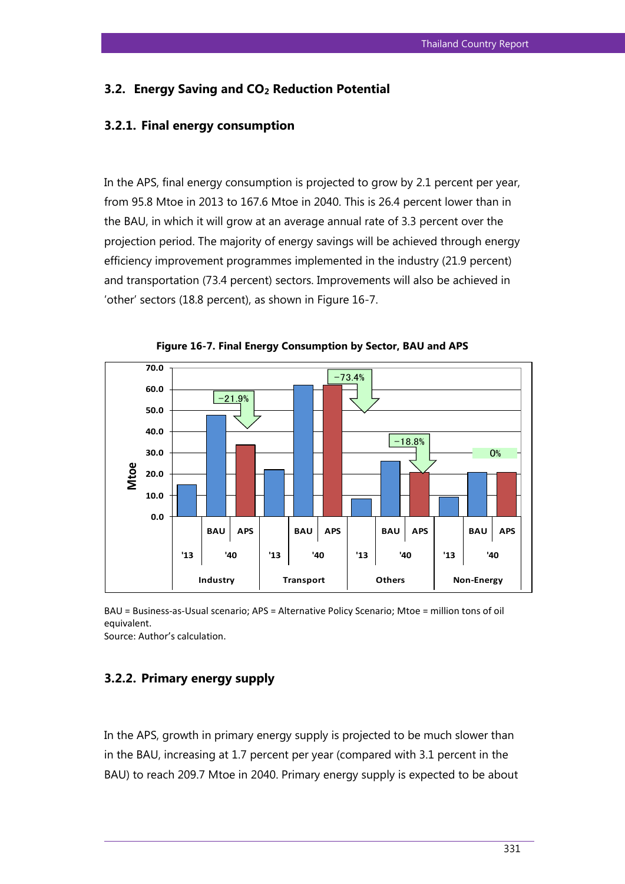## 3.2. Energy Saving and $CO_2$ Reduction Potential

### 3.2.1. Final energy consumption

In the APS, final energy consumption is projected to grow by 2.1 percent per year, from 95.8 Mtoe in 2013 to 167.6 Mtoe in 2040. This is 26.4 percent lower than in the BAU, in which it will grow at an average annual rate of 3.3 percent over the projection period. The majority of energy savings will be achieved through energy efficiency improvement programmes implemented in the industry (21.9 percent) and transportation (73.4 percent) sectors. Improvements will also be achieved in 'other' sectors (18.8 percent), as shown in Figure 16-7.

**Figure 16-7. Final Energy Consumption by Sector, BAU and APS**

BAU = Business-as-Usual scenario; APS = Alternative Policy Scenario; Mtoe = million tons of oil equivalent.
Source: Author's calculation.

### 3.2.2. Primary energy supply

In the APS, growth in primary energy supply is projected to be much slower than in the BAU, increasing at 1.7 percent per year (compared with 3.1 percent in the BAU) to reach 209.7 Mtoe in 2040. Primary energy supply is expected to be about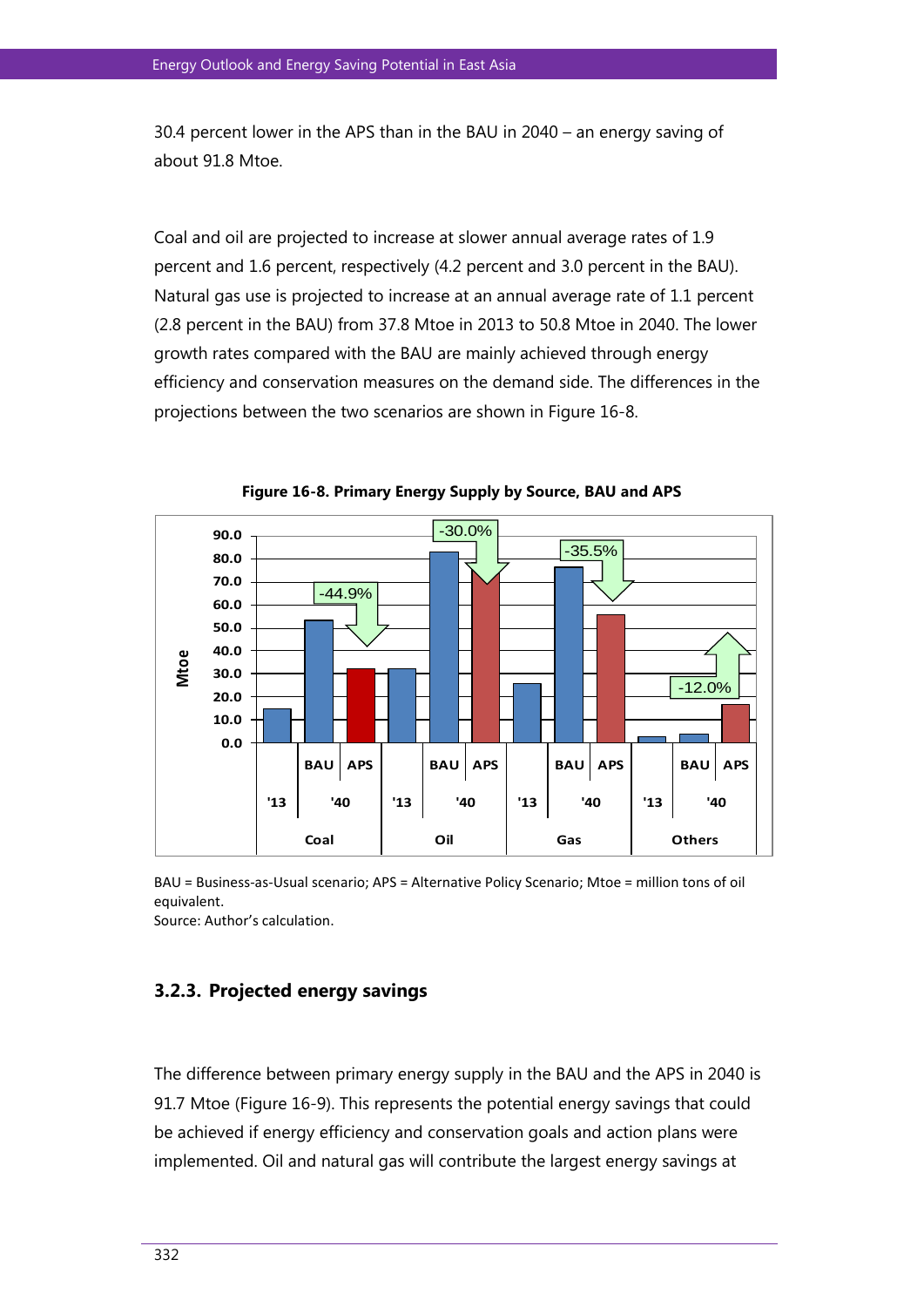30.4 percent lower in the APS than in the BAU in 2040 – an energy saving of about 91.8 Mtoe.

Coal and oil are projected to increase at slower annual average rates of 1.9 percent and 1.6 percent, respectively (4.2 percent and 3.0 percent in the BAU). Natural gas use is projected to increase at an annual average rate of 1.1 percent (2.8 percent in the BAU) from 37.8 Mtoe in 2013 to 50.8 Mtoe in 2040. The lower growth rates compared with the BAU are mainly achieved through energy efficiency and conservation measures on the demand side. The differences in the projections between the two scenarios are shown in Figure 16-8.

**Figure 16-8. Primary Energy Supply by Source, BAU and APS**

BAU = Business-as-Usual scenario; APS = Alternative Policy Scenario; Mtoe = million tons of oil equivalent.
Source: Author's calculation.

### 3.2.3. Projected energy savings

The difference between primary energy supply in the BAU and the APS in 2040 is 91.7 Mtoe (Figure 16-9). This represents the potential energy savings that could be achieved if energy efficiency and conservation goals and action plans were implemented. Oil and natural gas will contribute the largest energy savings at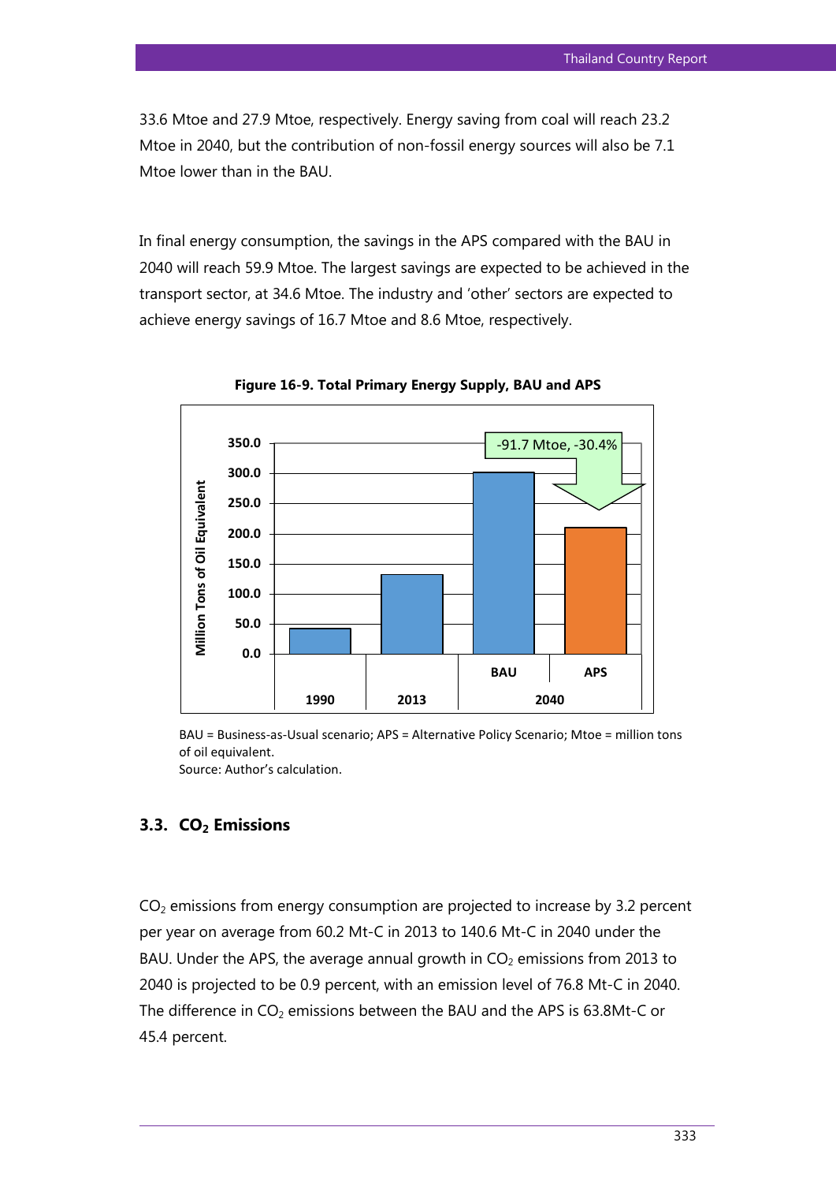33.6 Mtoe and 27.9 Mtoe, respectively. Energy saving from coal will reach 23.2 Mtoe in 2040, but the contribution of non-fossil energy sources will also be 7.1 Mtoe lower than in the BAU.

In final energy consumption, the savings in the APS compared with the BAU in 2040 will reach 59.9 Mtoe. The largest savings are expected to be achieved in the transport sector, at 34.6 Mtoe. The industry and 'other' sectors are expected to achieve energy savings of 16.7 Mtoe and 8.6 Mtoe, respectively.

**Figure 16-9. Total Primary Energy Supply, BAU and APS**

BAU = Business-as-Usual scenario; APS = Alternative Policy Scenario; Mtoe = million tons of oil equivalent.
Source: Author's calculation.

### 3.3. $CO_2$ Emissions

$CO_2$ emissions from energy consumption are projected to increase by 3.2 percent per year on average from 60.2 Mt-C in 2013 to 140.6 Mt-C in 2040 under the BAU. Under the APS, the average annual growth in $CO_2$ emissions from 2013 to 2040 is projected to be 0.9 percent, with an emission level of 76.8 Mt-C in 2040. The difference in $CO_2$ emissions between the BAU and the APS is 63.8Mt-C or 45.4 percent.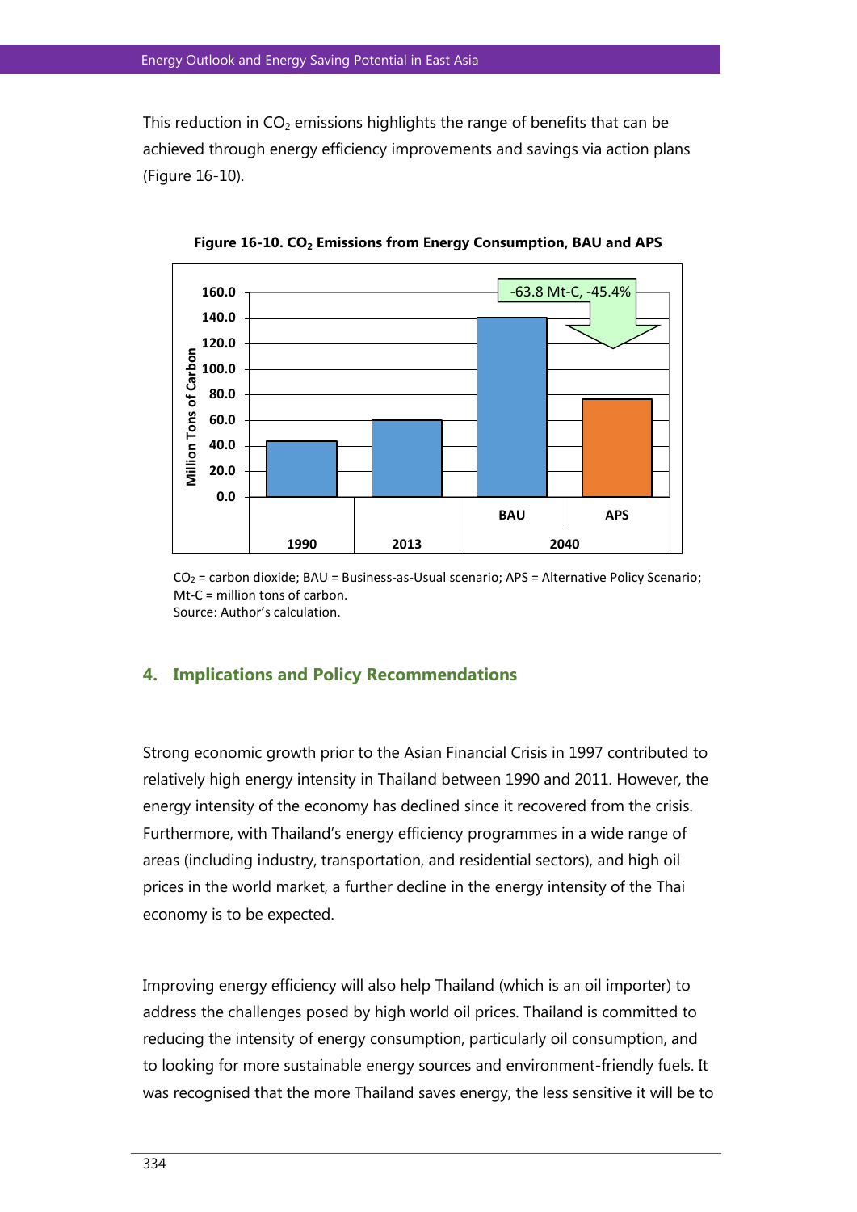This reduction in $CO_2$ emissions highlights the range of benefits that can be achieved through energy efficiency improvements and savings via action plans (Figure 16-10).

**Figure 16-10. $CO_2$ Emissions from Energy Consumption, BAU and APS**

$CO_2$ = carbon dioxide; BAU = Business-as-Usual scenario; APS = Alternative Policy Scenario; Mt-C = million tons of carbon.
Source: Author's calculation.

## 4. Implications and Policy Recommendations

Strong economic growth prior to the Asian Financial Crisis in 1997 contributed to relatively high energy intensity in Thailand between 1990 and 2011. However, the energy intensity of the economy has declined since it recovered from the crisis. Furthermore, with Thailand's energy efficiency programmes in a wide range of areas (including industry, transportation, and residential sectors), and high oil prices in the world market, a further decline in the energy intensity of the Thai economy is to be expected.

Improving energy efficiency will also help Thailand (which is an oil importer) to address the challenges posed by high world oil prices. Thailand is committed to reducing the intensity of energy consumption, particularly oil consumption, and to looking for more sustainable energy sources and environment-friendly fuels. It was recognised that the more Thailand saves energy, the less sensitive it will be to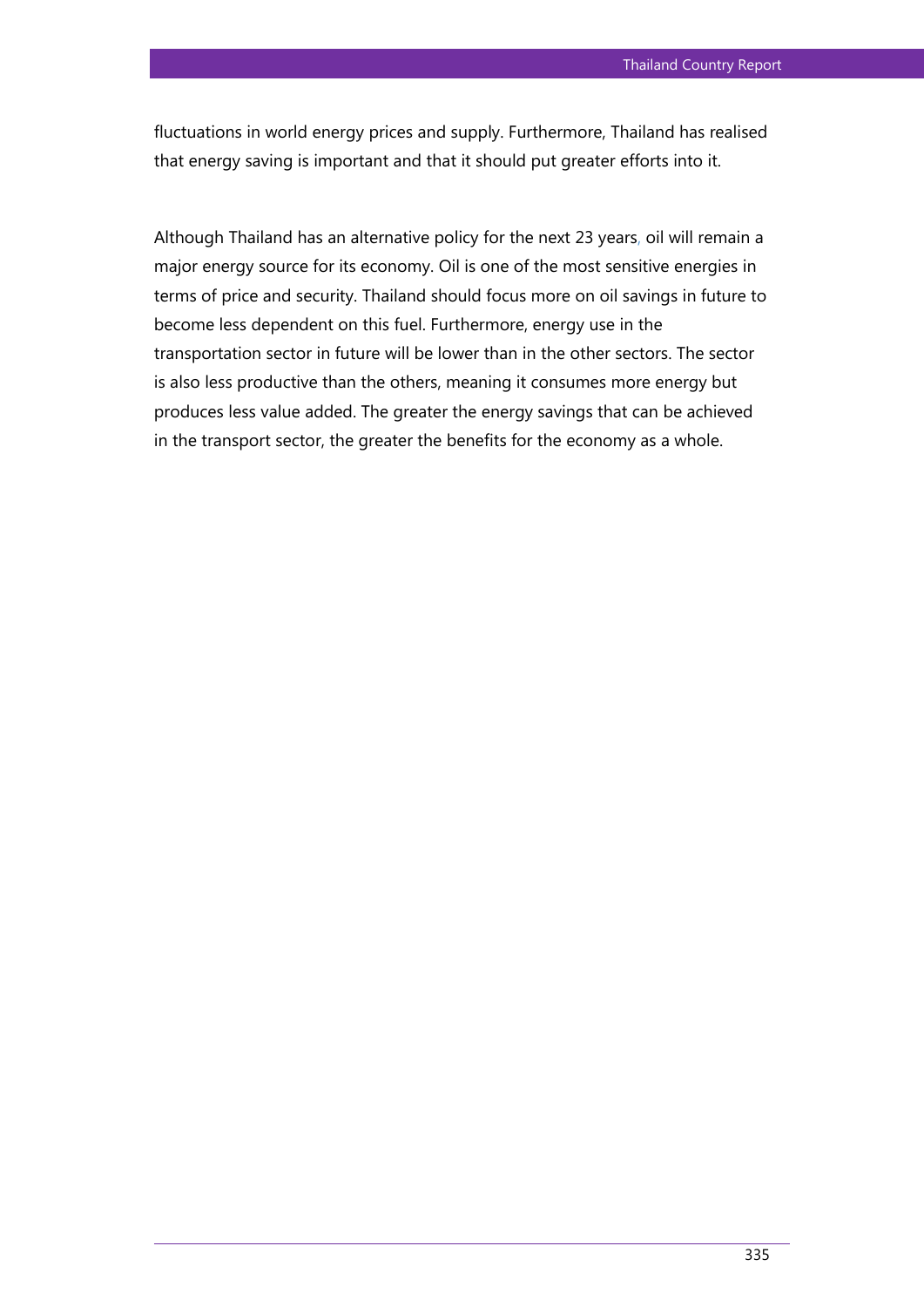fluctuations in world energy prices and supply. Furthermore, Thailand has realised that energy saving is important and that it should put greater efforts into it.

Although Thailand has an alternative policy for the next 23 years, oil will remain a major energy source for its economy. Oil is one of the most sensitive energies in terms of price and security. Thailand should focus more on oil savings in future to become less dependent on this fuel. Furthermore, energy use in the transportation sector in future will be lower than in the other sectors. The sector is also less productive than the others, meaning it consumes more energy but produces less value added. The greater the energy savings that can be achieved in the transport sector, the greater the benefits for the economy as a whole.